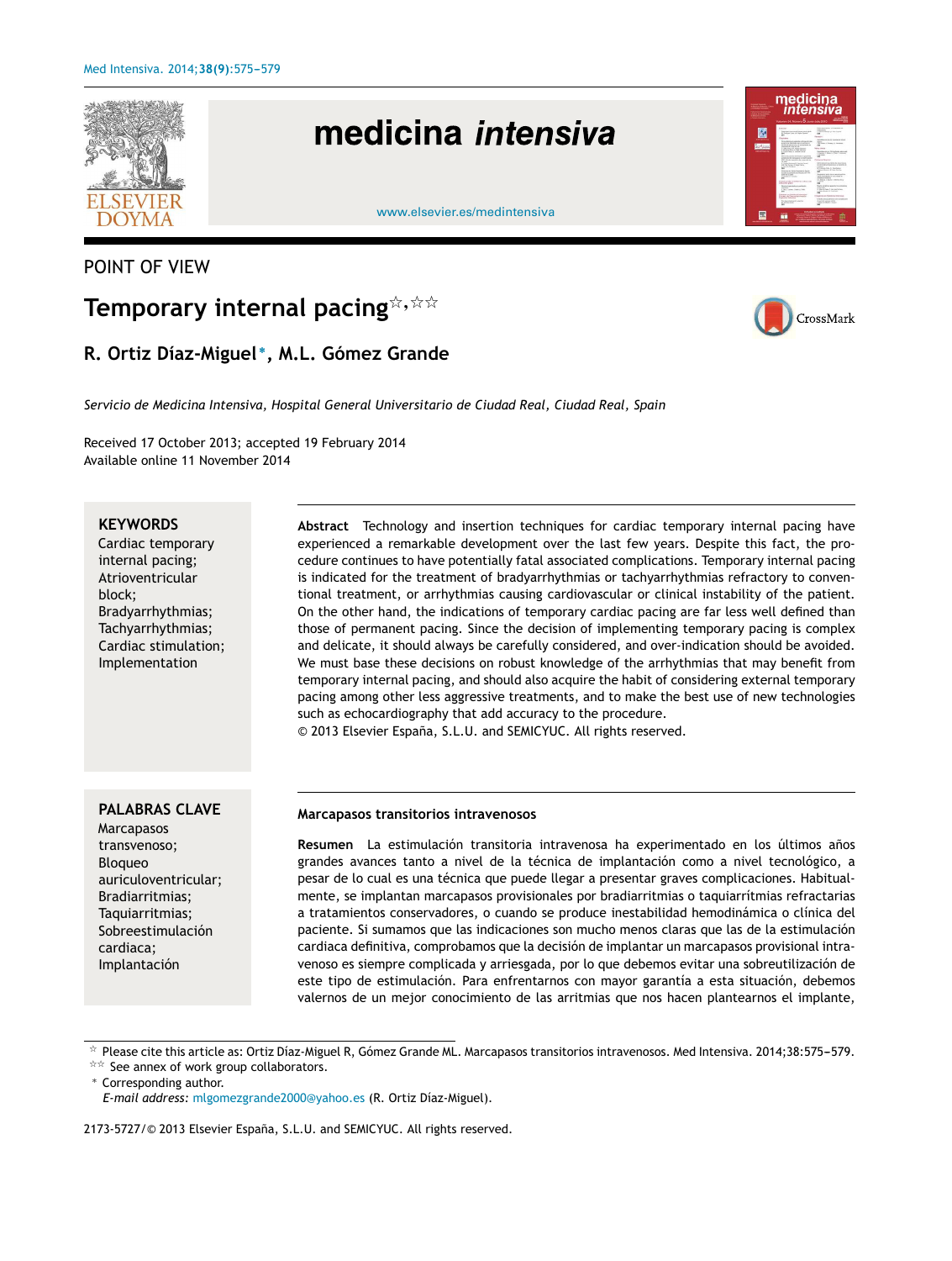POINT OF VIEW

# Temporary internal pacing☆,☆☆

**R. Ortiz Díaz-Miguel*, M.L. Gómez Grande**

*Servicio de Medicina Intensiva, Hospital General Universitario de Ciudad Real, Ciudad Real, Spain*

Received 17 October 2013; accepted 19 February 2014
Available online 11 November 2014

**KEYWORDS**
Cardiac temporary internal pacing;
Atrioventricular block;
Bradyarrhythmias;
Tachyarrhythmias;
Cardiac stimulation;
Implementation

**Abstract** Technology and insertion techniques for cardiac temporary internal pacing have experienced a remarkable development over the last few years. Despite this fact, the procedure continues to have potentially fatal associated complications. Temporary internal pacing is indicated for the treatment of bradyarrhythmias or tachyarrhythmias refractory to conventional treatment, or arrhythmias causing cardiovascular or clinical instability of the patient. On the other hand, the indications of temporary cardiac pacing are far less well defined than those of permanent pacing. Since the decision of implementing temporary pacing is complex and delicate, it should always be carefully considered, and over-indication should be avoided. We must base these decisions on robust knowledge of the arrhythmias that may benefit from temporary internal pacing, and should also acquire the habit of considering external temporary pacing among other less aggressive treatments, and to make the best use of new technologies such as echocardiography that add accuracy to the procedure.
© 2013 Elsevier España, S.L.U. and SEMICYUC. All rights reserved.

**PALABRAS CLAVE**
Marcapasos transvenoso;
Bloqueo auriculoventricular;
Bradiarritmias;
Taquiarritmias;
Sobreestimulación cardiaca;
Implantación

**Marcapasos transitorios intravenosos**

**Resumen** La estimulación transitoria intravenosa ha experimentado en los últimos años grandes avances tanto a nivel de la técnica de implantación como a nivel tecnológico, a pesar de lo cual es una técnica que puede llegar a presentar graves complicaciones. Habitualmente, se implantan marcapasos provisionales por bradiarritmias o taquiarrítmias refractarias a tratamientos conservadores, o cuando se produce inestabilidad hemodinámica o clínica del paciente. Si sumamos que las indicaciones son mucho menos claras que las de la estimulación cardiaca definitiva, comprobamos que la decisión de implantar un marcapasos provisional intravenoso es siempre complicada y arriesgada, por lo que debemos evitar una sobreutilización de este tipo de estimulación. Para enfrentarnos con mayor garantía a esta situación, debemos valernos de un mejor conocimiento de las arritmias que nos hacen plantearnos el implante,

---

☆ Please cite this article as: Ortiz Díaz-Miguel R, Gómez Grande ML. Marcapasos transitorios intravenosos. Med Intensiva. 2014;38:575–579.
☆☆ See annex of work group collaborators.
* Corresponding author.
*E-mail address:* mlgomezgrande2000@yahoo.es (R. Ortiz Díaz-Miguel).

2173-5727/© 2013 Elsevier España, S.L.U. and SEMICYUC. All rights reserved.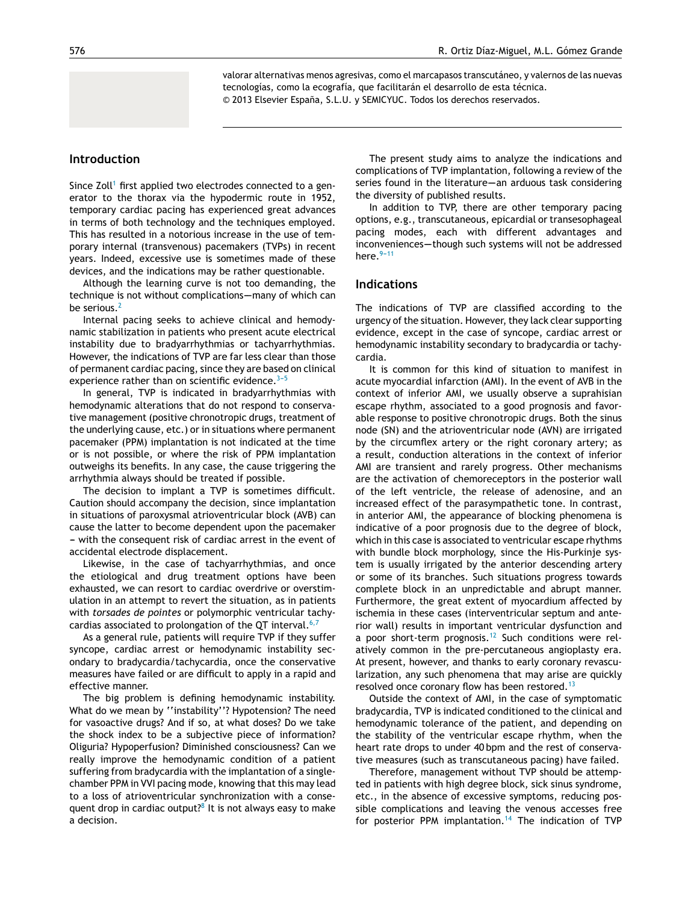valorar alternativas menos agresivas, como el marcapasos transcutáneo, y valernos de las nuevas tecnologías, como la ecografía, que facilitarán el desarrollo de esta técnica.
© 2013 Elsevier España, S.L.U. y SEMICYUC. Todos los derechos reservados.

## Introduction

Since Zoll[1] first applied two electrodes connected to a generator to the thorax via the hypodermic route in 1952, temporary cardiac pacing has experienced great advances in terms of both technology and the techniques employed. This has resulted in a notorious increase in the use of temporary internal (transvenous) pacemakers (TVPs) in recent years. Indeed, excessive use is sometimes made of these devices, and the indications may be rather questionable.

Although the learning curve is not too demanding, the technique is not without complications—many of which can be serious.[2]

Internal pacing seeks to achieve clinical and hemodynamic stabilization in patients who present acute electrical instability due to bradyarrhythmias or tachyarrhythmias. However, the indications of TVP are far less clear than those of permanent cardiac pacing, since they are based on clinical experience rather than on scientific evidence.[3–5]

In general, TVP is indicated in bradyarrhythmias with hemodynamic alterations that do not respond to conservative management (positive chronotropic drugs, treatment of the underlying cause, etc.) or in situations where permanent pacemaker (PPM) implantation is not indicated at the time or is not possible, or where the risk of PPM implantation outweighs its benefits. In any case, the cause triggering the arrhythmia always should be treated if possible.

The decision to implant a TVP is sometimes difficult. Caution should accompany the decision, since implantation in situations of paroxysmal atrioventricular block (AVB) can cause the latter to become dependent upon the pacemaker – with the consequent risk of cardiac arrest in the event of accidental electrode displacement.

Likewise, in the case of tachyarrhythmias, and once the etiological and drug treatment options have been exhausted, we can resort to cardiac overdrive or overstimulation in an attempt to revert the situation, as in patients with *torsades de pointes* or polymorphic ventricular tachycardias associated to prolongation of the QT interval.[6,7]

As a general rule, patients will require TVP if they suffer syncope, cardiac arrest or hemodynamic instability secondary to bradycardia/tachycardia, once the conservative measures have failed or are difficult to apply in a rapid and effective manner.

The big problem is defining hemodynamic instability. What do we mean by ''instability''? Hypotension? The need for vasoactive drugs? And if so, at what doses? Do we take the shock index to be a subjective piece of information? Oliguria? Hypoperfusion? Diminished consciousness? Can we really improve the hemodynamic condition of a patient suffering from bradycardia with the implantation of a single-chamber PPM in VVI pacing mode, knowing that this may lead to a loss of atrioventricular synchronization with a consequent drop in cardiac output?[8] It is not always easy to make a decision.

The present study aims to analyze the indications and complications of TVP implantation, following a review of the series found in the literature—an arduous task considering the diversity of published results.

In addition to TVP, there are other temporary pacing options, e.g., transcutaneous, epicardial or transesophageal pacing modes, each with different advantages and inconveniences—though such systems will not be addressed here.[9–11]

## Indications

The indications of TVP are classified according to the urgency of the situation. However, they lack clear supporting evidence, except in the case of syncope, cardiac arrest or hemodynamic instability secondary to bradycardia or tachycardia.

It is common for this kind of situation to manifest in acute myocardial infarction (AMI). In the event of AVB in the context of inferior AMI, we usually observe a suprahisian escape rhythm, associated to a good prognosis and favorable response to positive chronotropic drugs. Both the sinus node (SN) and the atrioventricular node (AVN) are irrigated by the circumflex artery or the right coronary artery; as a result, conduction alterations in the context of inferior AMI are transient and rarely progress. Other mechanisms are the activation of chemoreceptors in the posterior wall of the left ventricle, the release of adenosine, and an increased effect of the parasympathetic tone. In contrast, in anterior AMI, the appearance of blocking phenomena is indicative of a poor prognosis due to the degree of block, which in this case is associated to ventricular escape rhythms with bundle block morphology, since the His-Purkinje system is usually irrigated by the anterior descending artery or some of its branches. Such situations progress towards complete block in an unpredictable and abrupt manner. Furthermore, the great extent of myocardium affected by ischemia in these cases (interventricular septum and anterior wall) results in important ventricular dysfunction and a poor short-term prognosis.[12] Such conditions were relatively common in the pre-percutaneous angioplasty era. At present, however, and thanks to early coronary revascularization, any such phenomena that may arise are quickly resolved once coronary flow has been restored.[13]

Outside the context of AMI, in the case of symptomatic bradycardia, TVP is indicated conditioned to the clinical and hemodynamic tolerance of the patient, and depending on the stability of the ventricular escape rhythm, when the heart rate drops to under 40 bpm and the rest of conservative measures (such as transcutaneous pacing) have failed.

Therefore, management without TVP should be attempted in patients with high degree block, sick sinus syndrome, etc., in the absence of excessive symptoms, reducing possible complications and leaving the venous accesses free for posterior PPM implantation.[14] The indication of TVP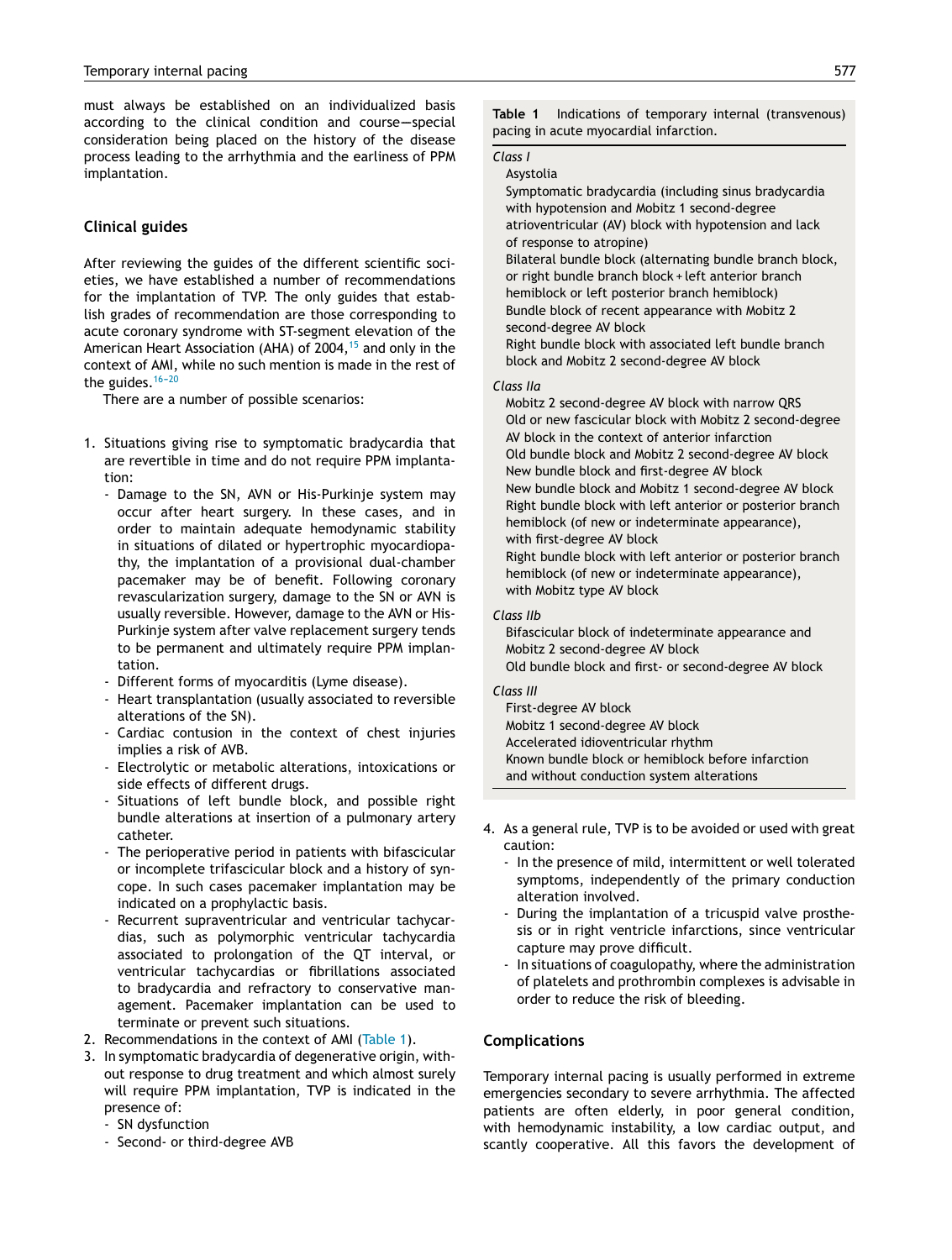must always be established on an individualized basis according to the clinical condition and course—special consideration being placed on the history of the disease process leading to the arrhythmia and the earliness of PPM implantation.

## Clinical guides

After reviewing the guides of the different scientific societies, we have established a number of recommendations for the implantation of TVP. The only guides that establish grades of recommendation are those corresponding to acute coronary syndrome with ST-segment elevation of the American Heart Association (AHA) of 2004,[15] and only in the context of AMI, while no such mention is made in the rest of the guides.[16–20]

There are a number of possible scenarios:

1. Situations giving rise to symptomatic bradycardia that are revertible in time and do not require PPM implantation:
   - Damage to the SN, AVN or His-Purkinje system may occur after heart surgery. In these cases, and in order to maintain adequate hemodynamic stability in situations of dilated or hypertrophic myocardiopathy, the implantation of a provisional dual-chamber pacemaker may be of benefit. Following coronary revascularization surgery, damage to the SN or AVN is usually reversible. However, damage to the AVN or His-Purkinje system after valve replacement surgery tends to be permanent and ultimately require PPM implantation.
   - Different forms of myocarditis (Lyme disease).
   - Heart transplantation (usually associated to reversible alterations of the SN).
   - Cardiac contusion in the context of chest injuries implies a risk of AVB.
   - Electrolytic or metabolic alterations, intoxications or side effects of different drugs.
   - Situations of left bundle block, and possible right bundle alterations at insertion of a pulmonary artery catheter.
   - The perioperative period in patients with bifascicular or incomplete trifascicular block and a history of syncope. In such cases pacemaker implantation may be indicated on a prophylactic basis.
   - Recurrent supraventricular and ventricular tachycardias, such as polymorphic ventricular tachycardia associated to prolongation of the QT interval, or ventricular tachycardias or fibrillations associated to bradycardia and refractory to conservative management. Pacemaker implantation can be used to terminate or prevent such situations.
2. Recommendations in the context of AMI (Table 1).
3. In symptomatic bradycardia of degenerative origin, without response to drug treatment and which almost surely will require PPM implantation, TVP is indicated in the presence of:
   - SN dysfunction
   - Second- or third-degree AVB

**Table 1** Indications of temporary internal (transvenous) pacing in acute myocardial infarction.

| |
|---|
| *Class I* |
| Asystolia |
| Symptomatic bradycardia (including sinus bradycardia with hypotension and Mobitz 1 second-degree atrioventricular (AV) block with hypotension and lack of response to atropine) |
| Bilateral bundle block (alternating bundle branch block, or right bundle branch block + left anterior branch hemiblock or left posterior branch hemiblock) |
| Bundle block of recent appearance with Mobitz 2 second-degree AV block |
| Right bundle block with associated left bundle branch block and Mobitz 2 second-degree AV block |
| *Class IIa* |
| Mobitz 2 second-degree AV block with narrow QRS |
| Old or new fascicular block with Mobitz 2 second-degree AV block in the context of anterior infarction |
| Old bundle block and Mobitz 2 second-degree AV block |
| New bundle block and first-degree AV block |
| New bundle block and Mobitz 1 second-degree AV block |
| Right bundle block with left anterior or posterior branch hemiblock (of new or indeterminate appearance), with first-degree AV block |
| Right bundle block with left anterior or posterior branch hemiblock (of new or indeterminate appearance), with Mobitz type AV block |
| *Class IIb* |
| Bifascicular block of indeterminate appearance and Mobitz 2 second-degree AV block |
| Old bundle block and first- or second-degree AV block |
| *Class III* |
| First-degree AV block |
| Mobitz 1 second-degree AV block |
| Accelerated idioventricular rhythm |
| Known bundle block or hemiblock before infarction and without conduction system alterations |

4. As a general rule, TVP is to be avoided or used with great caution:
   - In the presence of mild, intermittent or well tolerated symptoms, independently of the primary conduction alteration involved.
   - During the implantation of a tricuspid valve prosthesis or in right ventricle infarctions, since ventricular capture may prove difficult.
   - In situations of coagulopathy, where the administration of platelets and prothrombin complexes is advisable in order to reduce the risk of bleeding.

## Complications

Temporary internal pacing is usually performed in extreme emergencies secondary to severe arrhythmia. The affected patients are often elderly, in poor general condition, with hemodynamic instability, a low cardiac output, and scantly cooperative. All this favors the development of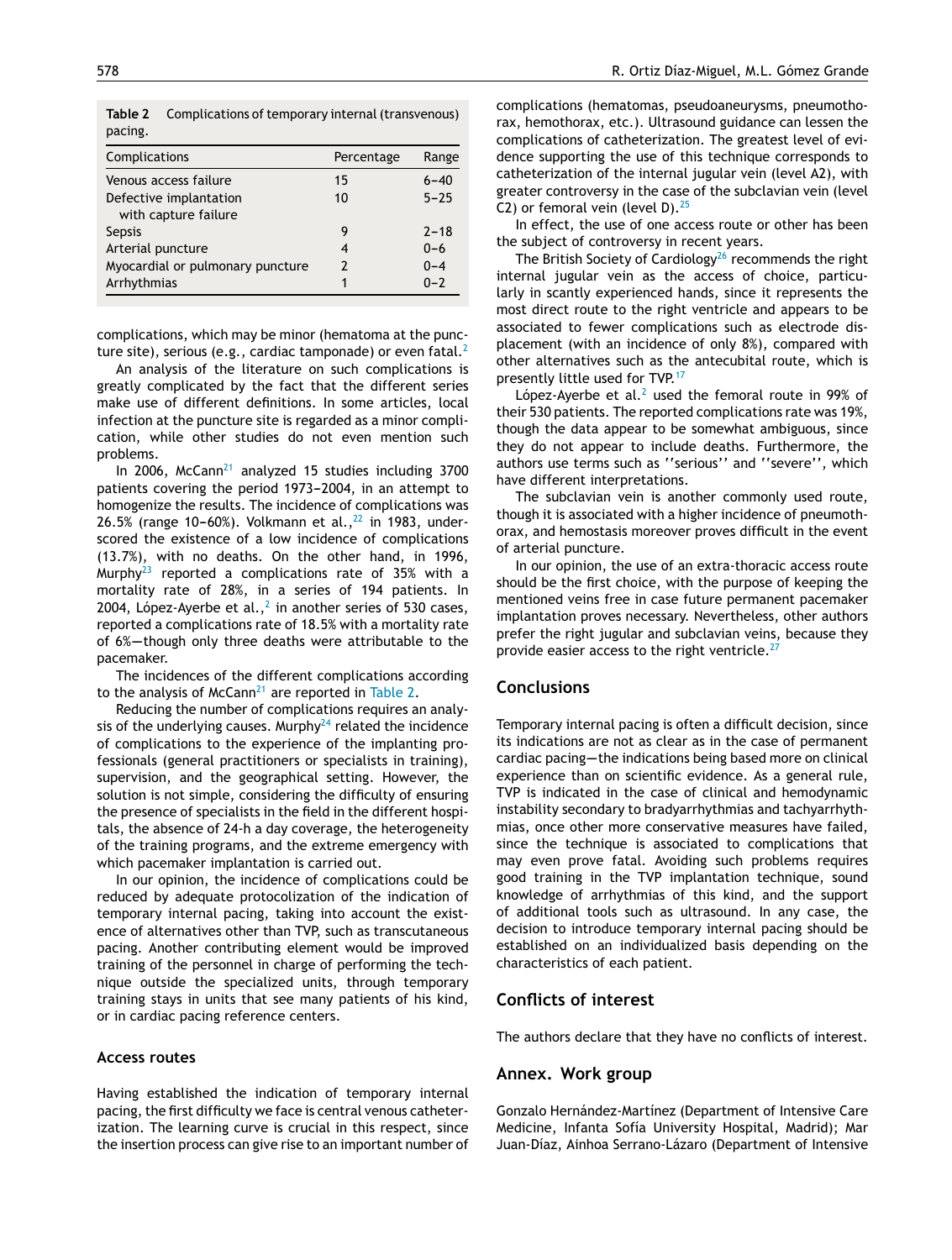**Table 2** Complications of temporary internal (transvenous) pacing.

| Complications | Percentage | Range |
|---|---|---|
| Venous access failure | 15 | 6–40 |
| Defective implantation with capture failure | 10 | 5–25 |
| Sepsis | 9 | 2–18 |
| Arterial puncture | 4 | 0–6 |
| Myocardial or pulmonary puncture | 2 | 0–4 |
| Arrhythmias | 1 | 0–2 |

complications, which may be minor (hematoma at the puncture site), serious (e.g., cardiac tamponade) or even fatal.[2]

An analysis of the literature on such complications is greatly complicated by the fact that the different series make use of different definitions. In some articles, local infection at the puncture site is regarded as a minor complication, while other studies do not even mention such problems.

In 2006, McCann[21] analyzed 15 studies including 3700 patients covering the period 1973–2004, in an attempt to homogenize the results. The incidence of complications was 26.5% (range 10–60%). Volkmann et al.,[22] in 1983, underscored the existence of a low incidence of complications (13.7%), with no deaths. On the other hand, in 1996, Murphy[23] reported a complications rate of 35% with a mortality rate of 28%, in a series of 194 patients. In 2004, López-Ayerbe et al.,[2] in another series of 530 cases, reported a complications rate of 18.5% with a mortality rate of 6%—though only three deaths were attributable to the pacemaker.

The incidences of the different complications according to the analysis of McCann[21] are reported in Table 2.

Reducing the number of complications requires an analysis of the underlying causes. Murphy[24] related the incidence of complications to the experience of the implanting professionals (general practitioners or specialists in training), supervision, and the geographical setting. However, the solution is not simple, considering the difficulty of ensuring the presence of specialists in the field in the different hospitals, the absence of 24-h a day coverage, the heterogeneity of the training programs, and the extreme emergency with which pacemaker implantation is carried out.

In our opinion, the incidence of complications could be reduced by adequate protocolization of the indication of temporary internal pacing, taking into account the existence of alternatives other than TVP, such as transcutaneous pacing. Another contributing element would be improved training of the personnel in charge of performing the technique outside the specialized units, through temporary training stays in units that see many patients of his kind, or in cardiac pacing reference centers.

## Access routes

Having established the indication of temporary internal pacing, the first difficulty we face is central venous catheterization. The learning curve is crucial in this respect, since the insertion process can give rise to an important number of complications (hematomas, pseudoaneurysms, pneumothorax, hemothorax, etc.). Ultrasound guidance can lessen the complications of catheterization. The greatest level of evidence supporting the use of this technique corresponds to catheterization of the internal jugular vein (level A2), with greater controversy in the case of the subclavian vein (level C2) or femoral vein (level D).[25]

In effect, the use of one access route or other has been the subject of controversy in recent years.

The British Society of Cardiology[26] recommends the right internal jugular vein as the access of choice, particularly in scantly experienced hands, since it represents the most direct route to the right ventricle and appears to be associated to fewer complications such as electrode displacement (with an incidence of only 8%), compared with other alternatives such as the antecubital route, which is presently little used for TVP.[17]

López-Ayerbe et al.[2] used the femoral route in 99% of their 530 patients. The reported complications rate was 19%, though the data appear to be somewhat ambiguous, since they do not appear to include deaths. Furthermore, the authors use terms such as ''serious'' and ''severe'', which have different interpretations.

The subclavian vein is another commonly used route, though it is associated with a higher incidence of pneumothorax, and hemostasis moreover proves difficult in the event of arterial puncture.

In our opinion, the use of an extra-thoracic access route should be the first choice, with the purpose of keeping the mentioned veins free in case future permanent pacemaker implantation proves necessary. Nevertheless, other authors prefer the right jugular and subclavian veins, because they provide easier access to the right ventricle.[27]

## Conclusions

Temporary internal pacing is often a difficult decision, since its indications are not as clear as in the case of permanent cardiac pacing—the indications being based more on clinical experience than on scientific evidence. As a general rule, TVP is indicated in the case of clinical and hemodynamic instability secondary to bradyarrhythmias and tachyarrhythmias, once other more conservative measures have failed, since the technique is associated to complications that may even prove fatal. Avoiding such problems requires good training in the TVP implantation technique, sound knowledge of arrhythmias of this kind, and the support of additional tools such as ultrasound. In any case, the decision to introduce temporary internal pacing should be established on an individualized basis depending on the characteristics of each patient.

## Conflicts of interest

The authors declare that they have no conflicts of interest.

## Annex. Work group

Gonzalo Hernández-Martínez (Department of Intensive Care Medicine, Infanta Sofía University Hospital, Madrid); Mar Juan-Díaz, Ainhoa Serrano-Lázaro (Department of Intensive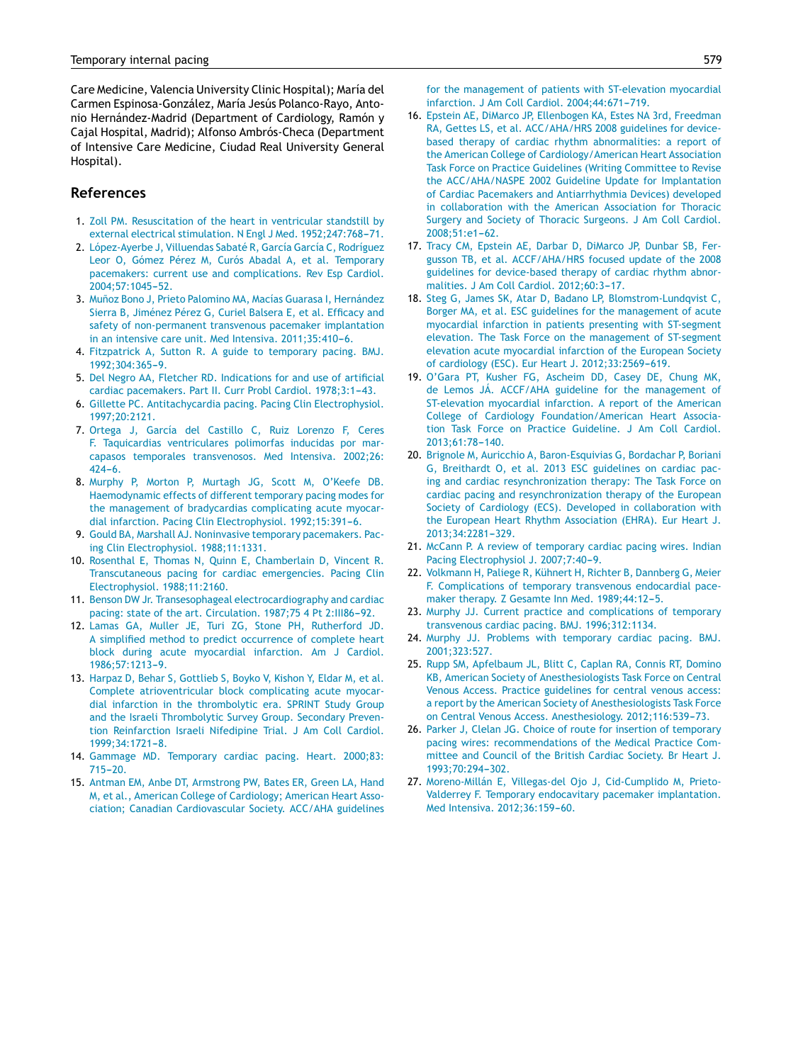Care Medicine, Valencia University Clinic Hospital); María del Carmen Espinosa-González, María Jesús Polanco-Rayo, Antonio Hernández-Madrid (Department of Cardiology, Ramón y Cajal Hospital, Madrid); Alfonso Ambrós-Checa (Department of Intensive Care Medicine, Ciudad Real University General Hospital).

## References

1. Zoll PM. Resuscitation of the heart in ventricular standstill by external electrical stimulation. N Engl J Med. 1952;247:768–71.
2. López-Ayerbe J, Villuendas Sabaté R, García García C, Rodríguez Leor O, Gómez Pérez M, Curós Abadal A, et al. Temporary pacemakers: current use and complications. Rev Esp Cardiol. 2004;57:1045–52.
3. Muñoz Bono J, Prieto Palomino MA, Macías Guarasa I, Hernández Sierra B, Jiménez Pérez G, Curiel Balsera E, et al. Efficacy and safety of non-permanent transvenous pacemaker implantation in an intensive care unit. Med Intensiva. 2011;35:410–6.
4. Fitzpatrick A, Sutton R. A guide to temporary pacing. BMJ. 1992;304:365–9.
5. Del Negro AA, Fletcher RD. Indications for and use of artificial cardiac pacemakers. Part II. Curr Probl Cardiol. 1978;3:1–43.
6. Gillette PC. Antitachycardia pacing. Pacing Clin Electrophysiol. 1997;20:2121.
7. Ortega J, García del Castillo C, Ruiz Lorenzo F, Ceres F. Taquicardias ventriculares polimorfas inducidas por marcapasos temporales transvenosos. Med Intensiva. 2002;26:424–6.
8. Murphy P, Morton P, Murtagh JG, Scott M, O'Keefe DB. Haemodynamic effects of different temporary pacing modes for the management of bradycardias complicating acute myocardial infarction. Pacing Clin Electrophysiol. 1992;15:391–6.
9. Gould BA, Marshall AJ. Noninvasive temporary pacemakers. Pacing Clin Electrophysiol. 1988;11:1331.
10. Rosenthal E, Thomas N, Quinn E, Chamberlain D, Vincent R. Transcutaneous pacing for cardiac emergencies. Pacing Clin Electrophysiol. 1988;11:2160.
11. Benson DW Jr. Transesophageal electrocardiography and cardiac pacing: state of the art. Circulation. 1987;75 4 Pt 2:III86–92.
12. Lamas GA, Muller JE, Turi ZG, Stone PH, Rutherford JD. A simplified method to predict occurrence of complete heart block during acute myocardial infarction. Am J Cardiol. 1986;57:1213–9.
13. Harpaz D, Behar S, Gottlieb S, Boyko V, Kishon Y, Eldar M, et al. Complete atrioventricular block complicating acute myocardial infarction in the thrombolytic era. SPRINT Study Group and the Israeli Thrombolytic Survey Group. Secondary Prevention Reinfarction Israeli Nifedipine Trial. J Am Coll Cardiol. 1999;34:1721–8.
14. Gammage MD. Temporary cardiac pacing. Heart. 2000;83:715–20.
15. Antman EM, Anbe DT, Armstrong PW, Bates ER, Green LA, Hand M, et al., American College of Cardiology; American Heart Association; Canadian Cardiovascular Society. ACC/AHA guidelines for the management of patients with ST-elevation myocardial infarction. J Am Coll Cardiol. 2004;44:671–719.
16. Epstein AE, DiMarco JP, Ellenbogen KA, Estes NA 3rd, Freedman RA, Gettes LS, et al. ACC/AHA/HRS 2008 guidelines for device-based therapy of cardiac rhythm abnormalities: a report of the American College of Cardiology/American Heart Association Task Force on Practice Guidelines (Writing Committee to Revise the ACC/AHA/NASPE 2002 Guideline Update for Implantation of Cardiac Pacemakers and Antiarrhythmia Devices) developed in collaboration with the American Association for Thoracic Surgery and Society of Thoracic Surgeons. J Am Coll Cardiol. 2008;51:e1–62.
17. Tracy CM, Epstein AE, Darbar D, DiMarco JP, Dunbar SB, Fergusson TB, et al. ACCF/AHA/HRS focused update of the 2008 guidelines for device-based therapy of cardiac rhythm abnormalities. J Am Coll Cardiol. 2012;60:3–17.
18. Steg G, James SK, Atar D, Badano LP, Blomstrom-Lundqvist C, Borger MA, et al. ESC guidelines for the management of acute myocardial infarction in patients presenting with ST-segment elevation. The Task Force on the management of ST-segment elevation acute myocardial infarction of the European Society of cardiology (ESC). Eur Heart J. 2012;33:2569–619.
19. O'Gara PT, Kusher FG, Ascheim DD, Casey DE, Chung MK, de Lemos JÁ. ACCF/AHA guideline for the management of ST-elevation myocardial infarction. A report of the American College of Cardiology Foundation/American Heart Association Task Force on Practice Guideline. J Am Coll Cardiol. 2013;61:78–140.
20. Brignole M, Auricchio A, Baron-Esquivias G, Bordachar P, Boriani G, Breithardt O, et al. 2013 ESC guidelines on cardiac pacing and cardiac resynchronization therapy: The Task Force on cardiac pacing and resynchronization therapy of the European Society of Cardiology (ECS). Developed in collaboration with the European Heart Rhythm Association (EHRA). Eur Heart J. 2013;34:2281–329.
21. McCann P. A review of temporary cardiac pacing wires. Indian Pacing Electrophysiol J. 2007;7:40–9.
22. Volkmann H, Paliege R, Kühnert H, Richter B, Dannberg G, Meier F. Complications of temporary transvenous endocardial pacemaker therapy. Z Gesamte Inn Med. 1989;44:12–5.
23. Murphy JJ. Current practice and complications of temporary transvenous cardiac pacing. BMJ. 1996;312:1134.
24. Murphy JJ. Problems with temporary cardiac pacing. BMJ. 2001;323:527.
25. Rupp SM, Apfelbaum JL, Blitt C, Caplan RA, Connis RT, Domino KB, American Society of Anesthesiologists Task Force on Central Venous Access. Practice guidelines for central venous access: a report by the American Society of Anesthesiologists Task Force on Central Venous Access. Anesthesiology. 2012;116:539–73.
26. Parker J, Clelan JG. Choice of route for insertion of temporary pacing wires: recommendations of the Medical Practice Committee and Council of the British Cardiac Society. Br Heart J. 1993;70:294–302.
27. Moreno-Millán E, Villegas-del Ojo J, Cid-Cumplido M, Prieto-Valderrey F. Temporary endocavitary pacemaker implantation. Med Intensiva. 2012;36:159–60.